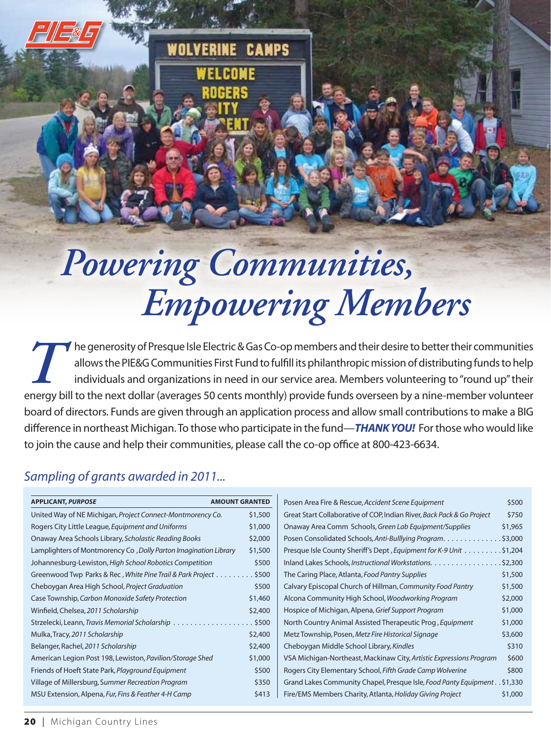# Powering Communities, Empowering Members

The generosity of Presque Isle Electric & Gas Co-op members and their desire to better their communities allows the PIE&G Communities First Fund to fulfill its philanthropic mission of distributing funds to help individuals and organizations in need in our service area. Members volunteering to "round up" their energy bill to the next dollar (averages 50 cents monthly) provide funds overseen by a nine-member volunteer board of directors. Funds are given through an application process and allow small contributions to make a BIG difference in northeast Michigan. To those who participate in the fund—***THANK YOU!*** For those who would like to join the cause and help their communities, please call the co-op office at 800-423-6634.

## *Sampling of grants awarded in 2011...*

| APPLICANT, *PURPOSE* | AMOUNT GRANTED |
|---|---|
| United Way of NE Michigan, *Project Connect-Montmorency Co.* | $1,500 |
| Rogers City Little League, *Equipment and Uniforms* | $1,000 |
| Onaway Area Schools Library, *Scholastic Reading Books* | $2,000 |
| Lamplighters of Montmorency Co , *Dolly Parton Imagination Library* | $1,500 |
| Johannesburg-Lewiston, *High School Robotics Competition* | $500 |
| Greenwood Twp Parks & Rec , *White Pine Trail & Park Project* | $500 |
| Cheboygan Area High School, *Project Graduation* | $500 |
| Case Township, *Carbon Monoxide Safety Protection* | $1,460 |
| Winfield, Chelsea, *2011 Scholarship* | $2,400 |
| Strzelecki, Leann, *Travis Memorial Scholarship* | $500 |
| Mulka, Tracy, *2011 Scholarship* | $2,400 |
| Belanger, Rachel, *2011 Scholarship* | $2,400 |
| American Legion Post 198, Lewiston, *Pavilion/Storage Shed* | $1,000 |
| Friends of Hoeft State Park, *Playground Equipment* | $500 |
| Village of Millersburg, *Summer Recreation Program* | $350 |
| MSU Extension, Alpena, *Fur, Fins & Feather 4-H Camp* | $413 |
| Posen Area Fire & Rescue, *Accident Scene Equipment* | $500 |
| Great Start Collaborative of COP, Indian River, *Back Pack & Go Project* | $750 |
| Onaway Area Comm Schools, *Green Lab Equipment/Supplies* | $1,965 |
| Posen Consolidated Schools, *Anti-Bulllying Program* | $3,000 |
| Presque Isle County Sheriff's Dept , *Equipment for K-9 Unit* | $1,204 |
| Inland Lakes Schools, *Instructional Workstations* | $2,300 |
| The Caring Place, Atlanta, *Food Pantry Supplies* | $1,500 |
| Calvary Episcopal Church of Hillman, *Community Food Pantry* | $1,500 |
| Alcona Community High School, *Woodworking Program* | $2,000 |
| Hospice of Michigan, Alpena, *Grief Support Program* | $1,000 |
| North Country Animal Assisted Therapeutic Prog , *Equipment* | $1,000 |
| Metz Township, Posen, *Metz Fire Historical Signage* | $3,600 |
| Cheboygan Middle School Library, *Kindles* | $310 |
| VSA Michigan-Northeast, Mackinaw City, *Artistic Expressions Program* | $600 |
| Rogers City Elementary School, *Fifth Grade Camp Wolverine* | $800 |
| Grand Lakes Community Chapel, Presque Isle, *Food Panty Equipment* | $1,330 |
| Fire/EMS Members Charity, Atlanta, *Holiday Giving Project* | $1,000 |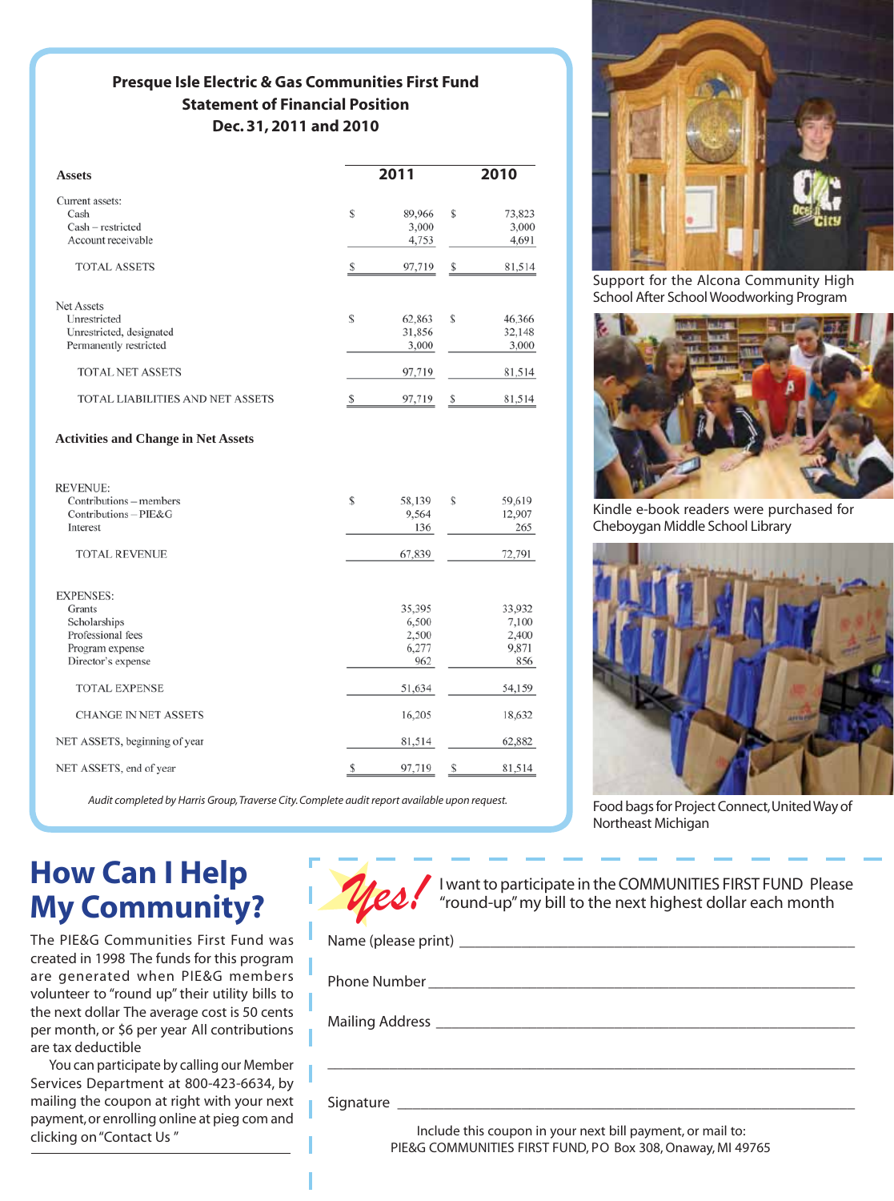## Presque Isle Electric & Gas Communities First Fund
## Statement of Financial Position
## Dec. 31, 2011 and 2010

| Assets | | 2011 | | 2010 |
|---|---|---|---|---|
| Current assets: | | | | |
| Cash | $ | 89,966 | $ | 73,823 |
| Cash – restricted | | 3,000 | | 3,000 |
| Account receivable | | 4,753 | | 4,691 |
| TOTAL ASSETS | $ | 97,719 | $ | 81,514 |
| Net Assets | | | | |
| Unrestricted | $ | 62,863 | $ | 46,366 |
| Unrestricted, designated | | 31,856 | | 32,148 |
| Permanently restricted | | 3,000 | | 3,000 |
| TOTAL NET ASSETS | | 97,719 | | 81,514 |
| TOTAL LIABILITIES AND NET ASSETS | $ | 97,719 | $ | 81,514 |

### Activities and Change in Net Assets

| | | 2011 | | 2010 |
|---|---|---|---|---|
| REVENUE: | | | | |
| Contributions – members | $ | 58,139 | $ | 59,619 |
| Contributions – PIE&G | | 9,564 | | 12,907 |
| Interest | | 136 | | 265 |
| TOTAL REVENUE | | 67,839 | | 72,791 |
| EXPENSES: | | | | |
| Grants | | 35,395 | | 33,932 |
| Scholarships | | 6,500 | | 7,100 |
| Professional fees | | 2,500 | | 2,400 |
| Program expense | | 6,277 | | 9,871 |
| Director's expense | | 962 | | 856 |
| TOTAL EXPENSE | | 51,634 | | 54,159 |
| CHANGE IN NET ASSETS | | 16,205 | | 18,632 |
| NET ASSETS, beginning of year | | 81,514 | | 62,882 |
| NET ASSETS, end of year | $ | 97,719 | $ | 81,514 |

*Audit completed by Harris Group, Traverse City. Complete audit report available upon request.*

Support for the Alcona Community High School After School Woodworking Program

Kindle e-book readers were purchased for Cheboygan Middle School Library

Food bags for Project Connect, United Way of Northeast Michigan

# How Can I Help My Community?

The PIE&G Communities First Fund was created in 1998 The funds for this program are generated when PIE&G members volunteer to "round up" their utility bills to the next dollar The average cost is 50 cents per month, or $6 per year All contributions are tax deductible

You can participate by calling our Member Services Department at 800-423-6634, by mailing the coupon at right with your next payment, or enrolling online at pieg com and clicking on "Contact Us"

**Yes!** I want to participate in the COMMUNITIES FIRST FUND Please "round-up" my bill to the next highest dollar each month

Name (please print) ______________________________

Phone Number ______________________________

Mailing Address ______________________________

______________________________

Signature ______________________________

Include this coupon in your next bill payment, or mail to:
PIE&G COMMUNITIES FIRST FUND, PO Box 308, Onaway, MI 49765